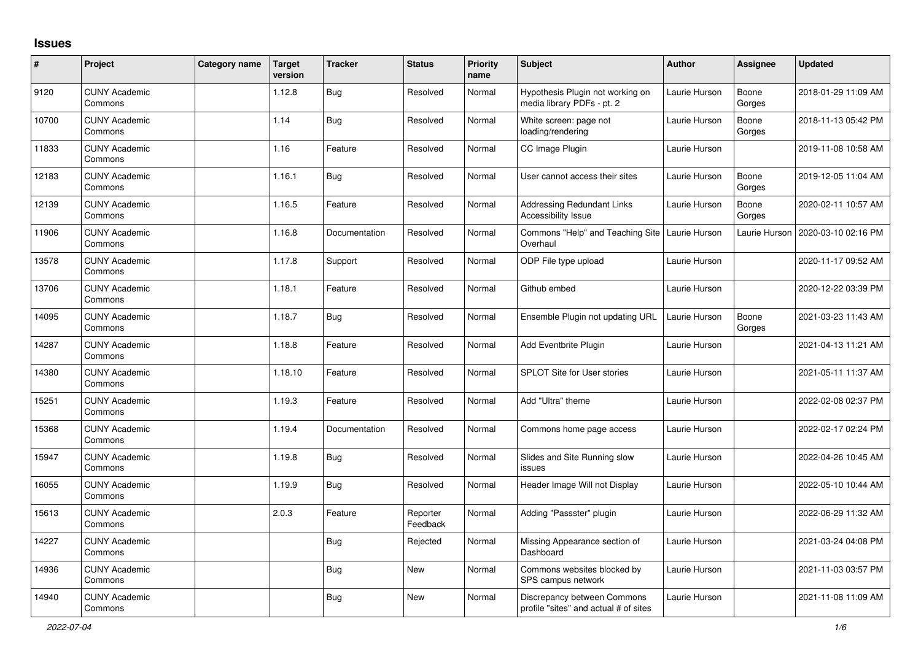# Issues

| # | Project | Category name | Target version | Tracker | Status | Priority name | Subject | Author | Assignee | Updated |
|---|---|---|---|---|---|---|---|---|---|---|
| 9120 | CUNY Academic Commons | | 1.12.8 | Bug | Resolved | Normal | Hypothesis Plugin not working on media library PDFs - pt. 2 | Laurie Hurson | Boone Gorges | 2018-01-29 11:09 AM |
| 10700 | CUNY Academic Commons | | 1.14 | Bug | Resolved | Normal | White screen: page not loading/rendering | Laurie Hurson | Boone Gorges | 2018-11-13 05:42 PM |
| 11833 | CUNY Academic Commons | | 1.16 | Feature | Resolved | Normal | CC Image Plugin | Laurie Hurson | | 2019-11-08 10:58 AM |
| 12183 | CUNY Academic Commons | | 1.16.1 | Bug | Resolved | Normal | User cannot access their sites | Laurie Hurson | Boone Gorges | 2019-12-05 11:04 AM |
| 12139 | CUNY Academic Commons | | 1.16.5 | Feature | Resolved | Normal | Addressing Redundant Links Accessibility Issue | Laurie Hurson | Boone Gorges | 2020-02-11 10:57 AM |
| 11906 | CUNY Academic Commons | | 1.16.8 | Documentation | Resolved | Normal | Commons "Help" and Teaching Site Overhaul | Laurie Hurson | Laurie Hurson | 2020-03-10 02:16 PM |
| 13578 | CUNY Academic Commons | | 1.17.8 | Support | Resolved | Normal | ODP File type upload | Laurie Hurson | | 2020-11-17 09:52 AM |
| 13706 | CUNY Academic Commons | | 1.18.1 | Feature | Resolved | Normal | Github embed | Laurie Hurson | | 2020-12-22 03:39 PM |
| 14095 | CUNY Academic Commons | | 1.18.7 | Bug | Resolved | Normal | Ensemble Plugin not updating URL | Laurie Hurson | Boone Gorges | 2021-03-23 11:43 AM |
| 14287 | CUNY Academic Commons | | 1.18.8 | Feature | Resolved | Normal | Add Eventbrite Plugin | Laurie Hurson | | 2021-04-13 11:21 AM |
| 14380 | CUNY Academic Commons | | 1.18.10 | Feature | Resolved | Normal | SPLOT Site for User stories | Laurie Hurson | | 2021-05-11 11:37 AM |
| 15251 | CUNY Academic Commons | | 1.19.3 | Feature | Resolved | Normal | Add "Ultra" theme | Laurie Hurson | | 2022-02-08 02:37 PM |
| 15368 | CUNY Academic Commons | | 1.19.4 | Documentation | Resolved | Normal | Commons home page access | Laurie Hurson | | 2022-02-17 02:24 PM |
| 15947 | CUNY Academic Commons | | 1.19.8 | Bug | Resolved | Normal | Slides and Site Running slow issues | Laurie Hurson | | 2022-04-26 10:45 AM |
| 16055 | CUNY Academic Commons | | 1.19.9 | Bug | Resolved | Normal | Header Image Will not Display | Laurie Hurson | | 2022-05-10 10:44 AM |
| 15613 | CUNY Academic Commons | | 2.0.3 | Feature | Reporter Feedback | Normal | Adding "Passster" plugin | Laurie Hurson | | 2022-06-29 11:32 AM |
| 14227 | CUNY Academic Commons | | | Bug | Rejected | Normal | Missing Appearance section of Dashboard | Laurie Hurson | | 2021-03-24 04:08 PM |
| 14936 | CUNY Academic Commons | | | Bug | New | Normal | Commons websites blocked by SPS campus network | Laurie Hurson | | 2021-11-03 03:57 PM |
| 14940 | CUNY Academic Commons | | | Bug | New | Normal | Discrepancy between Commons profile "sites" and actual # of sites | Laurie Hurson | | 2021-11-08 11:09 AM |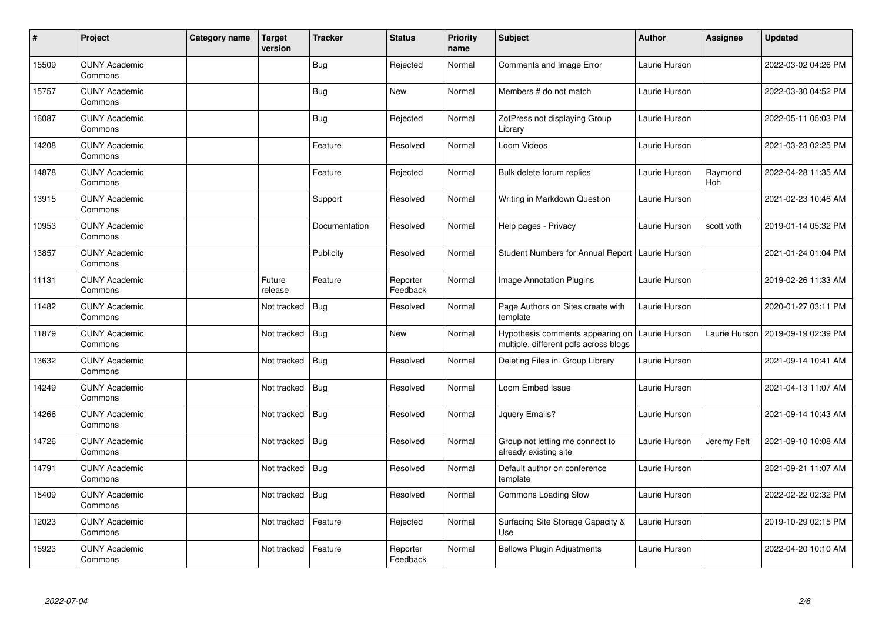| # | Project | Category name | Target version | Tracker | Status | Priority name | Subject | Author | Assignee | Updated |
|---|---|---|---|---|---|---|---|---|---|---|
| 15509 | CUNY Academic Commons | | | Bug | Rejected | Normal | Comments and Image Error | Laurie Hurson | | 2022-03-02 04:26 PM |
| 15757 | CUNY Academic Commons | | | Bug | New | Normal | Members # do not match | Laurie Hurson | | 2022-03-30 04:52 PM |
| 16087 | CUNY Academic Commons | | | Bug | Rejected | Normal | ZotPress not displaying Group Library | Laurie Hurson | | 2022-05-11 05:03 PM |
| 14208 | CUNY Academic Commons | | | Feature | Resolved | Normal | Loom Videos | Laurie Hurson | | 2021-03-23 02:25 PM |
| 14878 | CUNY Academic Commons | | | Feature | Rejected | Normal | Bulk delete forum replies | Laurie Hurson | Raymond Hoh | 2022-04-28 11:35 AM |
| 13915 | CUNY Academic Commons | | | Support | Resolved | Normal | Writing in Markdown Question | Laurie Hurson | | 2021-02-23 10:46 AM |
| 10953 | CUNY Academic Commons | | | Documentation | Resolved | Normal | Help pages - Privacy | Laurie Hurson | scott voth | 2019-01-14 05:32 PM |
| 13857 | CUNY Academic Commons | | | Publicity | Resolved | Normal | Student Numbers for Annual Report | Laurie Hurson | | 2021-01-24 01:04 PM |
| 11131 | CUNY Academic Commons | | Future release | Feature | Reporter Feedback | Normal | Image Annotation Plugins | Laurie Hurson | | 2019-02-26 11:33 AM |
| 11482 | CUNY Academic Commons | | Not tracked | Bug | Resolved | Normal | Page Authors on Sites create with template | Laurie Hurson | | 2020-01-27 03:11 PM |
| 11879 | CUNY Academic Commons | | Not tracked | Bug | New | Normal | Hypothesis comments appearing on multiple, different pdfs across blogs | Laurie Hurson | Laurie Hurson | 2019-09-19 02:39 PM |
| 13632 | CUNY Academic Commons | | Not tracked | Bug | Resolved | Normal | Deleting Files in Group Library | Laurie Hurson | | 2021-09-14 10:41 AM |
| 14249 | CUNY Academic Commons | | Not tracked | Bug | Resolved | Normal | Loom Embed Issue | Laurie Hurson | | 2021-04-13 11:07 AM |
| 14266 | CUNY Academic Commons | | Not tracked | Bug | Resolved | Normal | Jquery Emails? | Laurie Hurson | | 2021-09-14 10:43 AM |
| 14726 | CUNY Academic Commons | | Not tracked | Bug | Resolved | Normal | Group not letting me connect to already existing site | Laurie Hurson | Jeremy Felt | 2021-09-10 10:08 AM |
| 14791 | CUNY Academic Commons | | Not tracked | Bug | Resolved | Normal | Default author on conference template | Laurie Hurson | | 2021-09-21 11:07 AM |
| 15409 | CUNY Academic Commons | | Not tracked | Bug | Resolved | Normal | Commons Loading Slow | Laurie Hurson | | 2022-02-22 02:32 PM |
| 12023 | CUNY Academic Commons | | Not tracked | Feature | Rejected | Normal | Surfacing Site Storage Capacity & Use | Laurie Hurson | | 2019-10-29 02:15 PM |
| 15923 | CUNY Academic Commons | | Not tracked | Feature | Reporter Feedback | Normal | Bellows Plugin Adjustments | Laurie Hurson | | 2022-04-20 10:10 AM |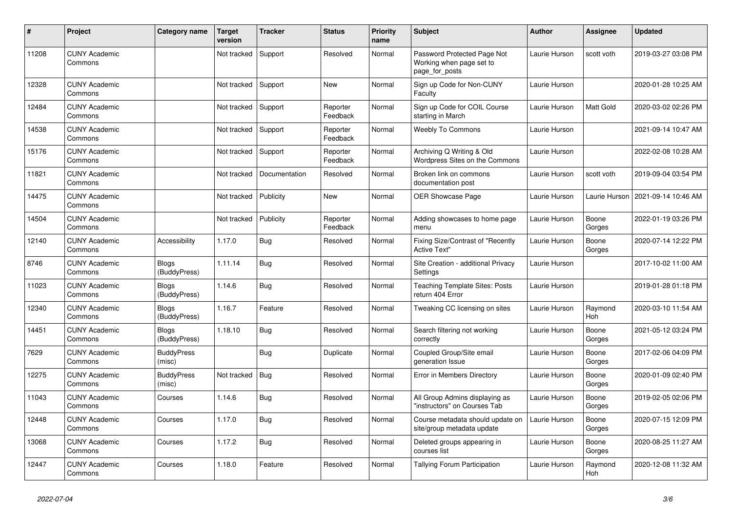| # | Project | Category name | Target version | Tracker | Status | Priority name | Subject | Author | Assignee | Updated |
|---|---|---|---|---|---|---|---|---|---|---|
| 11208 | CUNY Academic Commons | | Not tracked | Support | Resolved | Normal | Password Protected Page Not Working when page set to page_for_posts | Laurie Hurson | scott voth | 2019-03-27 03:08 PM |
| 12328 | CUNY Academic Commons | | Not tracked | Support | New | Normal | Sign up Code for Non-CUNY Faculty | Laurie Hurson | | 2020-01-28 10:25 AM |
| 12484 | CUNY Academic Commons | | Not tracked | Support | Reporter Feedback | Normal | Sign up Code for COIL Course starting in March | Laurie Hurson | Matt Gold | 2020-03-02 02:26 PM |
| 14538 | CUNY Academic Commons | | Not tracked | Support | Reporter Feedback | Normal | Weebly To Commons | Laurie Hurson | | 2021-09-14 10:47 AM |
| 15176 | CUNY Academic Commons | | Not tracked | Support | Reporter Feedback | Normal | Archiving Q Writing & Old Wordpress Sites on the Commons | Laurie Hurson | | 2022-02-08 10:28 AM |
| 11821 | CUNY Academic Commons | | Not tracked | Documentation | Resolved | Normal | Broken link on commons documentation post | Laurie Hurson | scott voth | 2019-09-04 03:54 PM |
| 14475 | CUNY Academic Commons | | Not tracked | Publicity | New | Normal | OER Showcase Page | Laurie Hurson | Laurie Hurson | 2021-09-14 10:46 AM |
| 14504 | CUNY Academic Commons | | Not tracked | Publicity | Reporter Feedback | Normal | Adding showcases to home page menu | Laurie Hurson | Boone Gorges | 2022-01-19 03:26 PM |
| 12140 | CUNY Academic Commons | Accessibility | 1.17.0 | Bug | Resolved | Normal | Fixing Size/Contrast of "Recently Active Text" | Laurie Hurson | Boone Gorges | 2020-07-14 12:22 PM |
| 8746 | CUNY Academic Commons | Blogs (BuddyPress) | 1.11.14 | Bug | Resolved | Normal | Site Creation - additional Privacy Settings | Laurie Hurson | | 2017-10-02 11:00 AM |
| 11023 | CUNY Academic Commons | Blogs (BuddyPress) | 1.14.6 | Bug | Resolved | Normal | Teaching Template Sites: Posts return 404 Error | Laurie Hurson | | 2019-01-28 01:18 PM |
| 12340 | CUNY Academic Commons | Blogs (BuddyPress) | 1.16.7 | Feature | Resolved | Normal | Tweaking CC licensing on sites | Laurie Hurson | Raymond Hoh | 2020-03-10 11:54 AM |
| 14451 | CUNY Academic Commons | Blogs (BuddyPress) | 1.18.10 | Bug | Resolved | Normal | Search filtering not working correctly | Laurie Hurson | Boone Gorges | 2021-05-12 03:24 PM |
| 7629 | CUNY Academic Commons | BuddyPress (misc) | | Bug | Duplicate | Normal | Coupled Group/Site email generation Issue | Laurie Hurson | Boone Gorges | 2017-02-06 04:09 PM |
| 12275 | CUNY Academic Commons | BuddyPress (misc) | Not tracked | Bug | Resolved | Normal | Error in Members Directory | Laurie Hurson | Boone Gorges | 2020-01-09 02:40 PM |
| 11043 | CUNY Academic Commons | Courses | 1.14.6 | Bug | Resolved | Normal | All Group Admins displaying as "instructors" on Courses Tab | Laurie Hurson | Boone Gorges | 2019-02-05 02:06 PM |
| 12448 | CUNY Academic Commons | Courses | 1.17.0 | Bug | Resolved | Normal | Course metadata should update on site/group metadata update | Laurie Hurson | Boone Gorges | 2020-07-15 12:09 PM |
| 13068 | CUNY Academic Commons | Courses | 1.17.2 | Bug | Resolved | Normal | Deleted groups appearing in courses list | Laurie Hurson | Boone Gorges | 2020-08-25 11:27 AM |
| 12447 | CUNY Academic Commons | Courses | 1.18.0 | Feature | Resolved | Normal | Tallying Forum Participation | Laurie Hurson | Raymond Hoh | 2020-12-08 11:32 AM |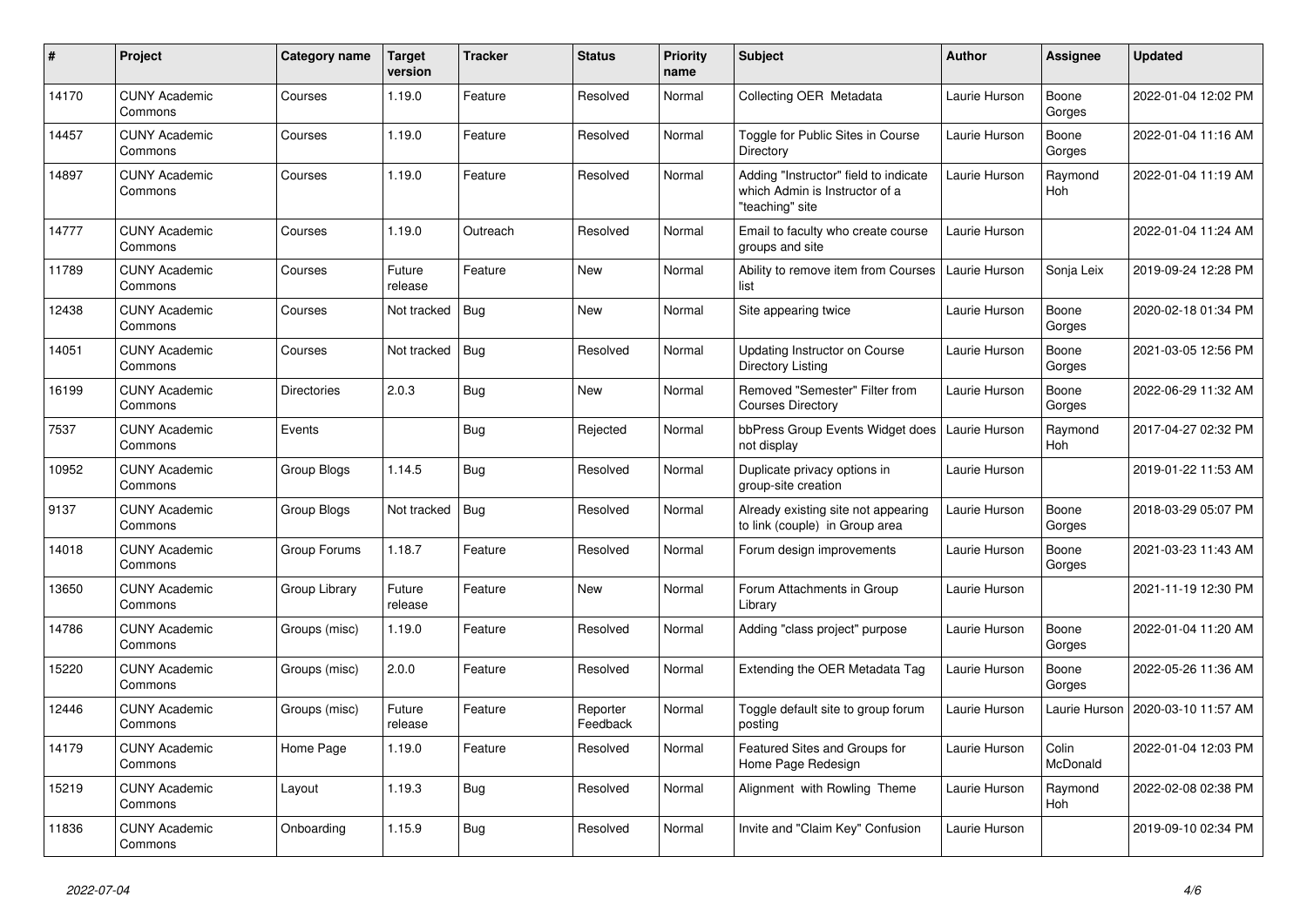| # | Project | Category name | Target version | Tracker | Status | Priority name | Subject | Author | Assignee | Updated |
|---|---|---|---|---|---|---|---|---|---|---|
| 14170 | CUNY Academic Commons | Courses | 1.19.0 | Feature | Resolved | Normal | Collecting OER Metadata | Laurie Hurson | Boone Gorges | 2022-01-04 12:02 PM |
| 14457 | CUNY Academic Commons | Courses | 1.19.0 | Feature | Resolved | Normal | Toggle for Public Sites in Course Directory | Laurie Hurson | Boone Gorges | 2022-01-04 11:16 AM |
| 14897 | CUNY Academic Commons | Courses | 1.19.0 | Feature | Resolved | Normal | Adding "Instructor" field to indicate which Admin is Instructor of a "teaching" site | Laurie Hurson | Raymond Hoh | 2022-01-04 11:19 AM |
| 14777 | CUNY Academic Commons | Courses | 1.19.0 | Outreach | Resolved | Normal | Email to faculty who create course groups and site | Laurie Hurson | | 2022-01-04 11:24 AM |
| 11789 | CUNY Academic Commons | Courses | Future release | Feature | New | Normal | Ability to remove item from Courses list | Laurie Hurson | Sonja Leix | 2019-09-24 12:28 PM |
| 12438 | CUNY Academic Commons | Courses | Not tracked | Bug | New | Normal | Site appearing twice | Laurie Hurson | Boone Gorges | 2020-02-18 01:34 PM |
| 14051 | CUNY Academic Commons | Courses | Not tracked | Bug | Resolved | Normal | Updating Instructor on Course Directory Listing | Laurie Hurson | Boone Gorges | 2021-03-05 12:56 PM |
| 16199 | CUNY Academic Commons | Directories | 2.0.3 | Bug | New | Normal | Removed "Semester" Filter from Courses Directory | Laurie Hurson | Boone Gorges | 2022-06-29 11:32 AM |
| 7537 | CUNY Academic Commons | Events | | Bug | Rejected | Normal | bbPress Group Events Widget does not display | Laurie Hurson | Raymond Hoh | 2017-04-27 02:32 PM |
| 10952 | CUNY Academic Commons | Group Blogs | 1.14.5 | Bug | Resolved | Normal | Duplicate privacy options in group-site creation | Laurie Hurson | | 2019-01-22 11:53 AM |
| 9137 | CUNY Academic Commons | Group Blogs | Not tracked | Bug | Resolved | Normal | Already existing site not appearing to link (couple) in Group area | Laurie Hurson | Boone Gorges | 2018-03-29 05:07 PM |
| 14018 | CUNY Academic Commons | Group Forums | 1.18.7 | Feature | Resolved | Normal | Forum design improvements | Laurie Hurson | Boone Gorges | 2021-03-23 11:43 AM |
| 13650 | CUNY Academic Commons | Group Library | Future release | Feature | New | Normal | Forum Attachments in Group Library | Laurie Hurson | | 2021-11-19 12:30 PM |
| 14786 | CUNY Academic Commons | Groups (misc) | 1.19.0 | Feature | Resolved | Normal | Adding "class project" purpose | Laurie Hurson | Boone Gorges | 2022-01-04 11:20 AM |
| 15220 | CUNY Academic Commons | Groups (misc) | 2.0.0 | Feature | Resolved | Normal | Extending the OER Metadata Tag | Laurie Hurson | Boone Gorges | 2022-05-26 11:36 AM |
| 12446 | CUNY Academic Commons | Groups (misc) | Future release | Feature | Reporter Feedback | Normal | Toggle default site to group forum posting | Laurie Hurson | Laurie Hurson | 2020-03-10 11:57 AM |
| 14179 | CUNY Academic Commons | Home Page | 1.19.0 | Feature | Resolved | Normal | Featured Sites and Groups for Home Page Redesign | Laurie Hurson | Colin McDonald | 2022-01-04 12:03 PM |
| 15219 | CUNY Academic Commons | Layout | 1.19.3 | Bug | Resolved | Normal | Alignment with Rowling Theme | Laurie Hurson | Raymond Hoh | 2022-02-08 02:38 PM |
| 11836 | CUNY Academic Commons | Onboarding | 1.15.9 | Bug | Resolved | Normal | Invite and "Claim Key" Confusion | Laurie Hurson | | 2019-09-10 02:34 PM |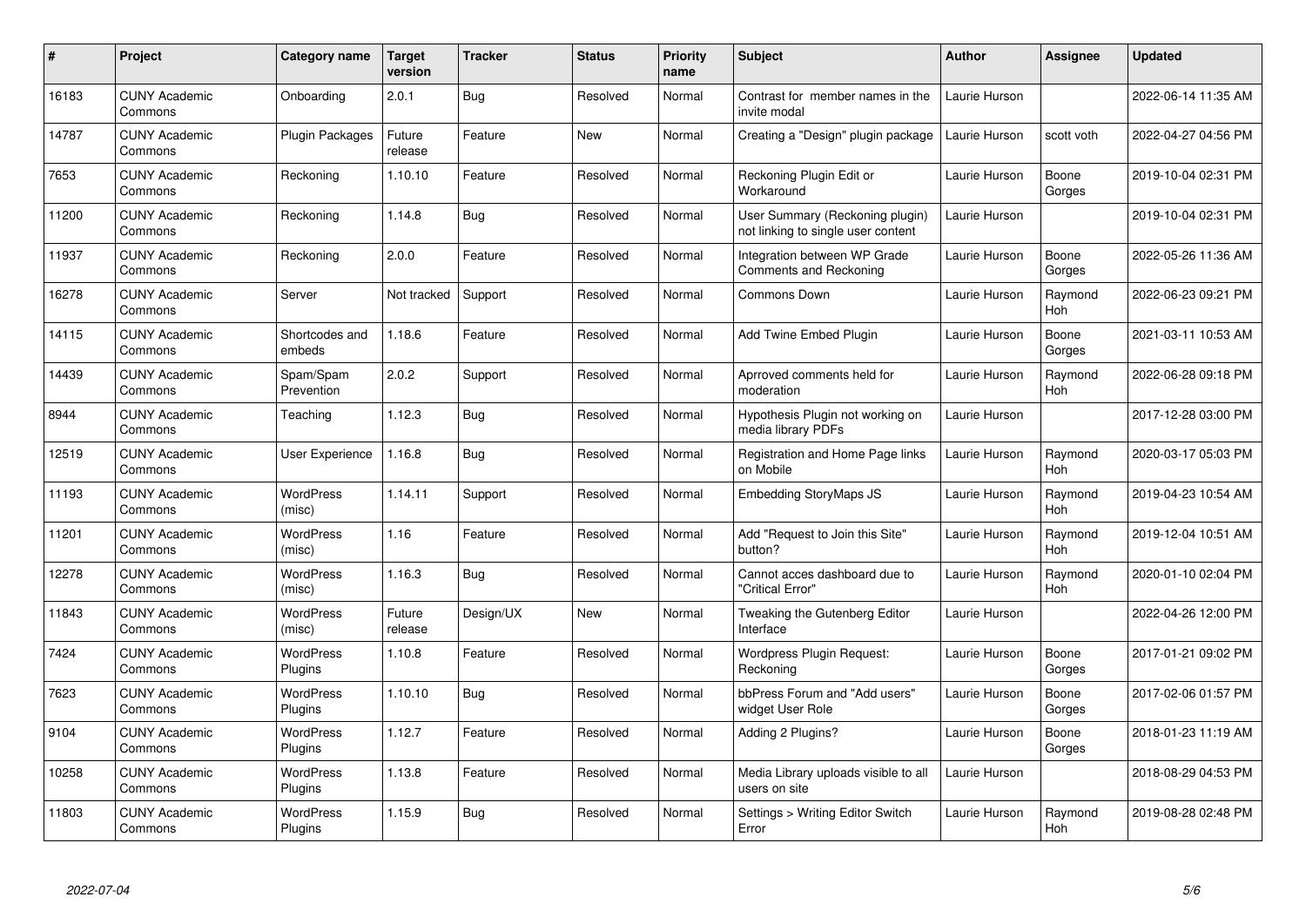| # | Project | Category name | Target version | Tracker | Status | Priority name | Subject | Author | Assignee | Updated |
|---|---|---|---|---|---|---|---|---|---|---|
| 16183 | CUNY Academic Commons | Onboarding | 2.0.1 | Bug | Resolved | Normal | Contrast for member names in the invite modal | Laurie Hurson | | 2022-06-14 11:35 AM |
| 14787 | CUNY Academic Commons | Plugin Packages | Future release | Feature | New | Normal | Creating a "Design" plugin package | Laurie Hurson | scott voth | 2022-04-27 04:56 PM |
| 7653 | CUNY Academic Commons | Reckoning | 1.10.10 | Feature | Resolved | Normal | Reckoning Plugin Edit or Workaround | Laurie Hurson | Boone Gorges | 2019-10-04 02:31 PM |
| 11200 | CUNY Academic Commons | Reckoning | 1.14.8 | Bug | Resolved | Normal | User Summary (Reckoning plugin) not linking to single user content | Laurie Hurson | | 2019-10-04 02:31 PM |
| 11937 | CUNY Academic Commons | Reckoning | 2.0.0 | Feature | Resolved | Normal | Integration between WP Grade Comments and Reckoning | Laurie Hurson | Boone Gorges | 2022-05-26 11:36 AM |
| 16278 | CUNY Academic Commons | Server | Not tracked | Support | Resolved | Normal | Commons Down | Laurie Hurson | Raymond Hoh | 2022-06-23 09:21 PM |
| 14115 | CUNY Academic Commons | Shortcodes and embeds | 1.18.6 | Feature | Resolved | Normal | Add Twine Embed Plugin | Laurie Hurson | Boone Gorges | 2021-03-11 10:53 AM |
| 14439 | CUNY Academic Commons | Spam/Spam Prevention | 2.0.2 | Support | Resolved | Normal | Aprroved comments held for moderation | Laurie Hurson | Raymond Hoh | 2022-06-28 09:18 PM |
| 8944 | CUNY Academic Commons | Teaching | 1.12.3 | Bug | Resolved | Normal | Hypothesis Plugin not working on media library PDFs | Laurie Hurson | | 2017-12-28 03:00 PM |
| 12519 | CUNY Academic Commons | User Experience | 1.16.8 | Bug | Resolved | Normal | Registration and Home Page links on Mobile | Laurie Hurson | Raymond Hoh | 2020-03-17 05:03 PM |
| 11193 | CUNY Academic Commons | WordPress (misc) | 1.14.11 | Support | Resolved | Normal | Embedding StoryMaps JS | Laurie Hurson | Raymond Hoh | 2019-04-23 10:54 AM |
| 11201 | CUNY Academic Commons | WordPress (misc) | 1.16 | Feature | Resolved | Normal | Add "Request to Join this Site" button? | Laurie Hurson | Raymond Hoh | 2019-12-04 10:51 AM |
| 12278 | CUNY Academic Commons | WordPress (misc) | 1.16.3 | Bug | Resolved | Normal | Cannot acces dashboard due to "Critical Error" | Laurie Hurson | Raymond Hoh | 2020-01-10 02:04 PM |
| 11843 | CUNY Academic Commons | WordPress (misc) | Future release | Design/UX | New | Normal | Tweaking the Gutenberg Editor Interface | Laurie Hurson | | 2022-04-26 12:00 PM |
| 7424 | CUNY Academic Commons | WordPress Plugins | 1.10.8 | Feature | Resolved | Normal | Wordpress Plugin Request: Reckoning | Laurie Hurson | Boone Gorges | 2017-01-21 09:02 PM |
| 7623 | CUNY Academic Commons | WordPress Plugins | 1.10.10 | Bug | Resolved | Normal | bbPress Forum and "Add users" widget User Role | Laurie Hurson | Boone Gorges | 2017-02-06 01:57 PM |
| 9104 | CUNY Academic Commons | WordPress Plugins | 1.12.7 | Feature | Resolved | Normal | Adding 2 Plugins? | Laurie Hurson | Boone Gorges | 2018-01-23 11:19 AM |
| 10258 | CUNY Academic Commons | WordPress Plugins | 1.13.8 | Feature | Resolved | Normal | Media Library uploads visible to all users on site | Laurie Hurson | | 2018-08-29 04:53 PM |
| 11803 | CUNY Academic Commons | WordPress Plugins | 1.15.9 | Bug | Resolved | Normal | Settings > Writing Editor Switch Error | Laurie Hurson | Raymond Hoh | 2019-08-28 02:48 PM |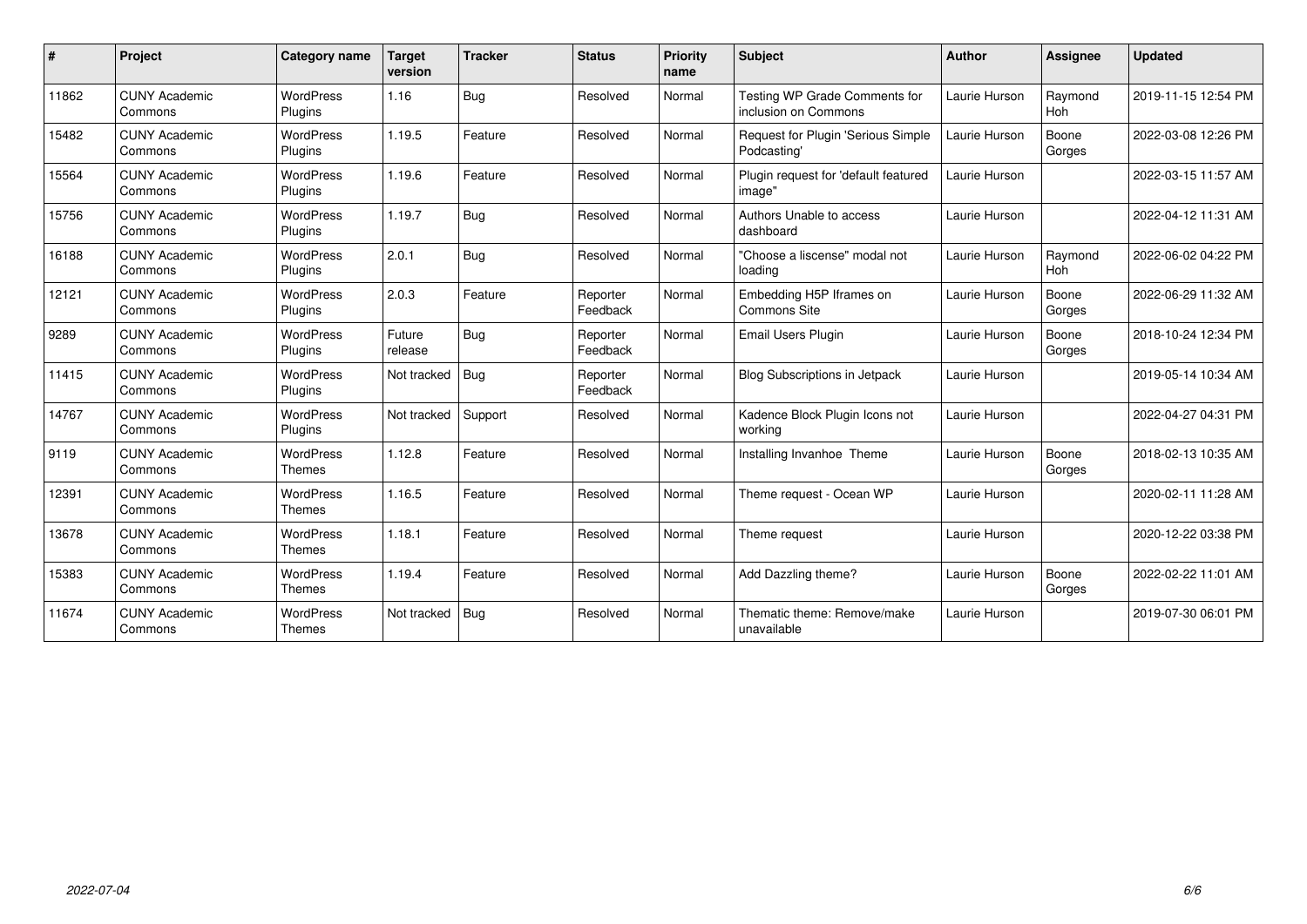| # | Project | Category name | Target version | Tracker | Status | Priority name | Subject | Author | Assignee | Updated |
|---|---|---|---|---|---|---|---|---|---|---|
| 11862 | CUNY Academic Commons | WordPress Plugins | 1.16 | Bug | Resolved | Normal | Testing WP Grade Comments for inclusion on Commons | Laurie Hurson | Raymond Hoh | 2019-11-15 12:54 PM |
| 15482 | CUNY Academic Commons | WordPress Plugins | 1.19.5 | Feature | Resolved | Normal | Request for Plugin 'Serious Simple Podcasting' | Laurie Hurson | Boone Gorges | 2022-03-08 12:26 PM |
| 15564 | CUNY Academic Commons | WordPress Plugins | 1.19.6 | Feature | Resolved | Normal | Plugin request for 'default featured image" | Laurie Hurson | | 2022-03-15 11:57 AM |
| 15756 | CUNY Academic Commons | WordPress Plugins | 1.19.7 | Bug | Resolved | Normal | Authors Unable to access dashboard | Laurie Hurson | | 2022-04-12 11:31 AM |
| 16188 | CUNY Academic Commons | WordPress Plugins | 2.0.1 | Bug | Resolved | Normal | "Choose a liscense" modal not loading | Laurie Hurson | Raymond Hoh | 2022-06-02 04:22 PM |
| 12121 | CUNY Academic Commons | WordPress Plugins | 2.0.3 | Feature | Reporter Feedback | Normal | Embedding H5P Iframes on Commons Site | Laurie Hurson | Boone Gorges | 2022-06-29 11:32 AM |
| 9289 | CUNY Academic Commons | WordPress Plugins | Future release | Bug | Reporter Feedback | Normal | Email Users Plugin | Laurie Hurson | Boone Gorges | 2018-10-24 12:34 PM |
| 11415 | CUNY Academic Commons | WordPress Plugins | Not tracked | Bug | Reporter Feedback | Normal | Blog Subscriptions in Jetpack | Laurie Hurson | | 2019-05-14 10:34 AM |
| 14767 | CUNY Academic Commons | WordPress Plugins | Not tracked | Support | Resolved | Normal | Kadence Block Plugin Icons not working | Laurie Hurson | | 2022-04-27 04:31 PM |
| 9119 | CUNY Academic Commons | WordPress Themes | 1.12.8 | Feature | Resolved | Normal | Installing Invanhoe Theme | Laurie Hurson | Boone Gorges | 2018-02-13 10:35 AM |
| 12391 | CUNY Academic Commons | WordPress Themes | 1.16.5 | Feature | Resolved | Normal | Theme request - Ocean WP | Laurie Hurson | | 2020-02-11 11:28 AM |
| 13678 | CUNY Academic Commons | WordPress Themes | 1.18.1 | Feature | Resolved | Normal | Theme request | Laurie Hurson | | 2020-12-22 03:38 PM |
| 15383 | CUNY Academic Commons | WordPress Themes | 1.19.4 | Feature | Resolved | Normal | Add Dazzling theme? | Laurie Hurson | Boone Gorges | 2022-02-22 11:01 AM |
| 11674 | CUNY Academic Commons | WordPress Themes | Not tracked | Bug | Resolved | Normal | Thematic theme: Remove/make unavailable | Laurie Hurson | | 2019-07-30 06:01 PM |